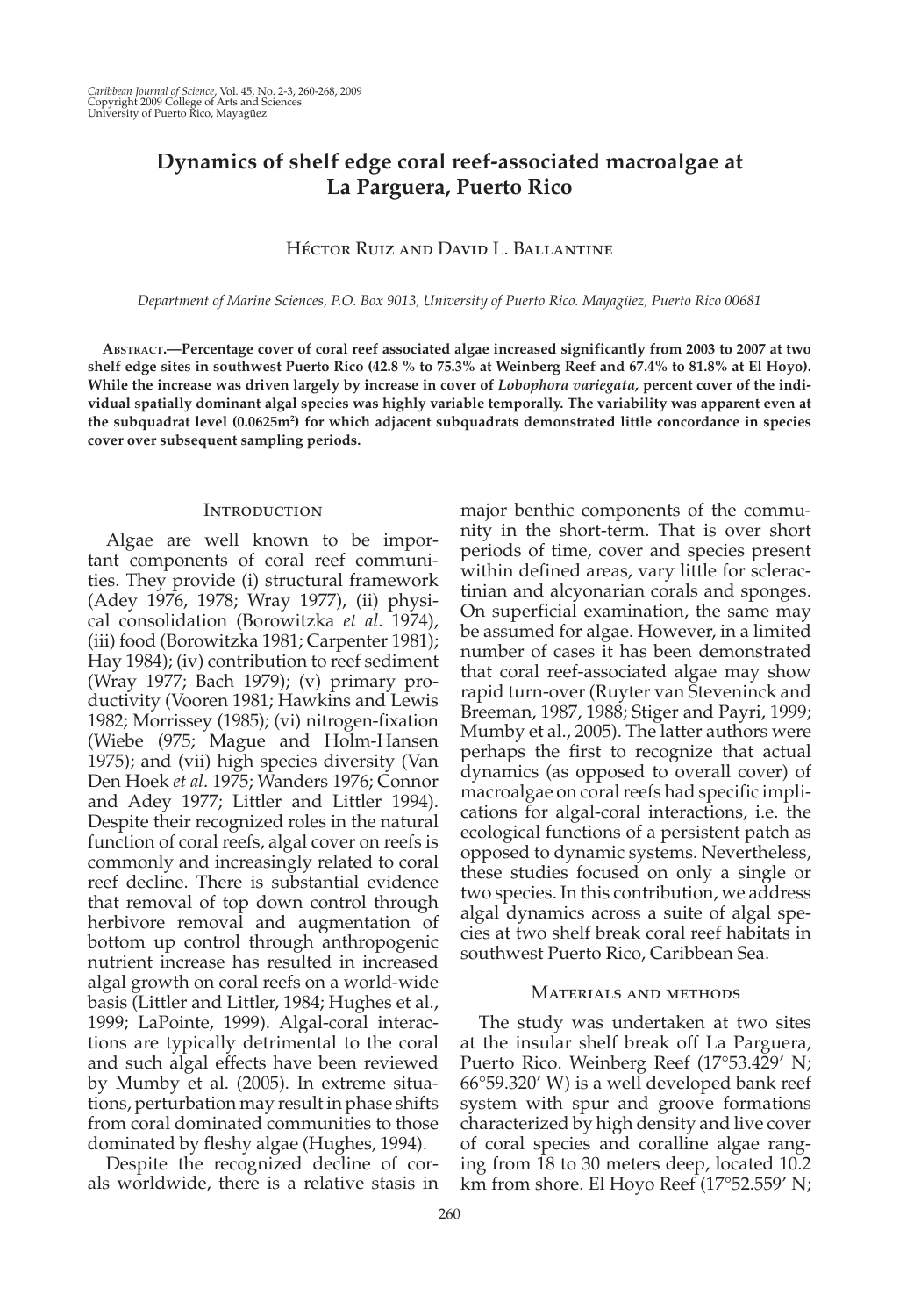# Dynamics of shelf edge coral reef-associated macroalgae at La Parguera, Puerto Rico

Héctor Ruiz and David L. Ballantine

*Department of Marine Sciences, P.O. Box 9013, University of Puerto Rico. Mayagüez, Puerto Rico 00681*

**Abstract.—Percentage cover of coral reef associated algae increased significantly from 2003 to 2007 at two shelf edge sites in southwest Puerto Rico (42.8 % to 75.3% at Weinberg Reef and 67.4% to 81.8% at El Hoyo). While the increase was driven largely by increase in cover of *Lobophora variegata*, percent cover of the individual spatially dominant algal species was highly variable temporally. The variability was apparent even at the subquadrat level (0.0625m²) for which adjacent subquadrats demonstrated little concordance in species cover over subsequent sampling periods.**

## Introduction

Algae are well known to be important components of coral reef communities. They provide (i) structural framework (Adey 1976, 1978; Wray 1977), (ii) physical consolidation (Borowitzka *et al*. 1974), (iii) food (Borowitzka 1981; Carpenter 1981); Hay 1984); (iv) contribution to reef sediment (Wray 1977; Bach 1979); (v) primary productivity (Vooren 1981; Hawkins and Lewis 1982; Morrissey (1985); (vi) nitrogen-fixation (Wiebe (975; Mague and Holm-Hansen 1975); and (vii) high species diversity (Van Den Hoek *et al*. 1975; Wanders 1976; Connor and Adey 1977; Littler and Littler 1994). Despite their recognized roles in the natural function of coral reefs, algal cover on reefs is commonly and increasingly related to coral reef decline. There is substantial evidence that removal of top down control through herbivore removal and augmentation of bottom up control through anthropogenic nutrient increase has resulted in increased algal growth on coral reefs on a world-wide basis (Littler and Littler, 1984; Hughes et al., 1999; LaPointe, 1999). Algal-coral interactions are typically detrimental to the coral and such algal effects have been reviewed by Mumby et al. (2005). In extreme situations, perturbation may result in phase shifts from coral dominated communities to those dominated by fleshy algae (Hughes, 1994).

Despite the recognized decline of corals worldwide, there is a relative stasis in major benthic components of the community in the short-term. That is over short periods of time, cover and species present within defined areas, vary little for scleractinian and alcyonarian corals and sponges. On superficial examination, the same may be assumed for algae. However, in a limited number of cases it has been demonstrated that coral reef-associated algae may show rapid turn-over (Ruyter van Steveninck and Breeman, 1987, 1988; Stiger and Payri, 1999; Mumby et al., 2005). The latter authors were perhaps the first to recognize that actual dynamics (as opposed to overall cover) of macroalgae on coral reefs had specific implications for algal-coral interactions, i.e. the ecological functions of a persistent patch as opposed to dynamic systems. Nevertheless, these studies focused on only a single or two species. In this contribution, we address algal dynamics across a suite of algal species at two shelf break coral reef habitats in southwest Puerto Rico, Caribbean Sea.

## Materials and methods

The study was undertaken at two sites at the insular shelf break off La Parguera, Puerto Rico. Weinberg Reef (17°53.429′ N; 66°59.320′ W) is a well developed bank reef system with spur and groove formations characterized by high density and live cover of coral species and coralline algae ranging from 18 to 30 meters deep, located 10.2 km from shore. El Hoyo Reef (17°52.559′ N;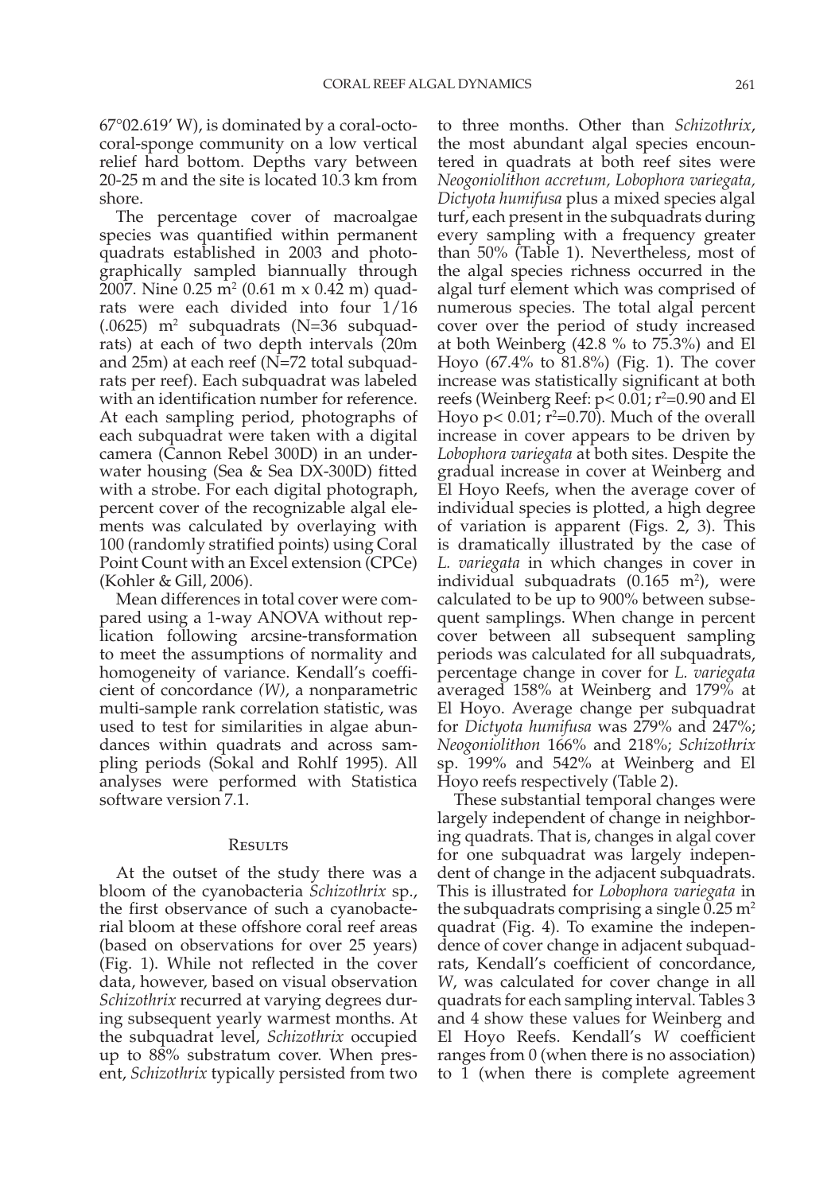67°02.619′ W), is dominated by a coral-octocoral-sponge community on a low vertical relief hard bottom. Depths vary between 20-25 m and the site is located 10.3 km from shore.

The percentage cover of macroalgae species was quantified within permanent quadrats established in 2003 and photographically sampled biannually through 2007. Nine 0.25 $m^2$ (0.61 m x 0.42 m) quadrats were each divided into four 1/16 (.0625) $m^2$ subquadrats (N=36 subquadrats) at each of two depth intervals (20m and 25m) at each reef (N=72 total subquadrats per reef). Each subquadrat was labeled with an identification number for reference. At each sampling period, photographs of each subquadrat were taken with a digital camera (Cannon Rebel 300D) in an underwater housing (Sea & Sea DX-300D) fitted with a strobe. For each digital photograph, percent cover of the recognizable algal elements was calculated by overlaying with 100 (randomly stratified points) using Coral Point Count with an Excel extension (CPCe) (Kohler & Gill, 2006).

Mean differences in total cover were compared using a 1-way ANOVA without replication following arcsine-transformation to meet the assumptions of normality and homogeneity of variance. Kendall's coefficient of concordance *(W)*, a nonparametric multi-sample rank correlation statistic, was used to test for similarities in algae abundances within quadrats and across sampling periods (Sokal and Rohlf 1995). All analyses were performed with Statistica software version 7.1.

## Results

At the outset of the study there was a bloom of the cyanobacteria *Schizothrix* sp., the first observance of such a cyanobacterial bloom at these offshore coral reef areas (based on observations for over 25 years) (Fig. 1). While not reflected in the cover data, however, based on visual observation *Schizothrix* recurred at varying degrees during subsequent yearly warmest months. At the subquadrat level, *Schizothrix* occupied up to 88% substratum cover. When present, *Schizothrix* typically persisted from two to three months. Other than *Schizothrix*, the most abundant algal species encountered in quadrats at both reef sites were *Neogoniolithon accretum, Lobophora variegata, Dictyota humifusa* plus a mixed species algal turf, each present in the subquadrats during every sampling with a frequency greater than 50% (Table 1). Nevertheless, most of the algal species richness occurred in the algal turf element which was comprised of numerous species. The total algal percent cover over the period of study increased at both Weinberg (42.8 % to 75.3%) and El Hoyo (67.4% to 81.8%) (Fig. 1). The cover increase was statistically significant at both reefs (Weinberg Reef: $p< 0.01$; $r^2=0.90$ and El Hoyo $p< 0.01$; $r^2=0.70$). Much of the overall increase in cover appears to be driven by *Lobophora variegata* at both sites. Despite the gradual increase in cover at Weinberg and El Hoyo Reefs, when the average cover of individual species is plotted, a high degree of variation is apparent (Figs. 2, 3). This is dramatically illustrated by the case of *L. variegata* in which changes in cover in individual subquadrats (0.165 $m^2$), were calculated to be up to 900% between subsequent samplings. When change in percent cover between all subsequent sampling periods was calculated for all subquadrats, percentage change in cover for *L. variegata* averaged 158% at Weinberg and 179% at El Hoyo. Average change per subquadrat for *Dictyota humifusa* was 279% and 247%; *Neogoniolithon* 166% and 218%; *Schizothrix* sp. 199% and 542% at Weinberg and El Hoyo reefs respectively (Table 2).

These substantial temporal changes were largely independent of change in neighboring quadrats. That is, changes in algal cover for one subquadrat was largely independent of change in the adjacent subquadrats. This is illustrated for *Lobophora variegata* in the subquadrats comprising a single 0.25 $m^2$ quadrat (Fig. 4). To examine the independence of cover change in adjacent subquadrats, Kendall's coefficient of concordance, *W*, was calculated for cover change in all quadrats for each sampling interval. Tables 3 and 4 show these values for Weinberg and El Hoyo Reefs. Kendall's *W* coefficient ranges from 0 (when there is no association) to 1 (when there is complete agreement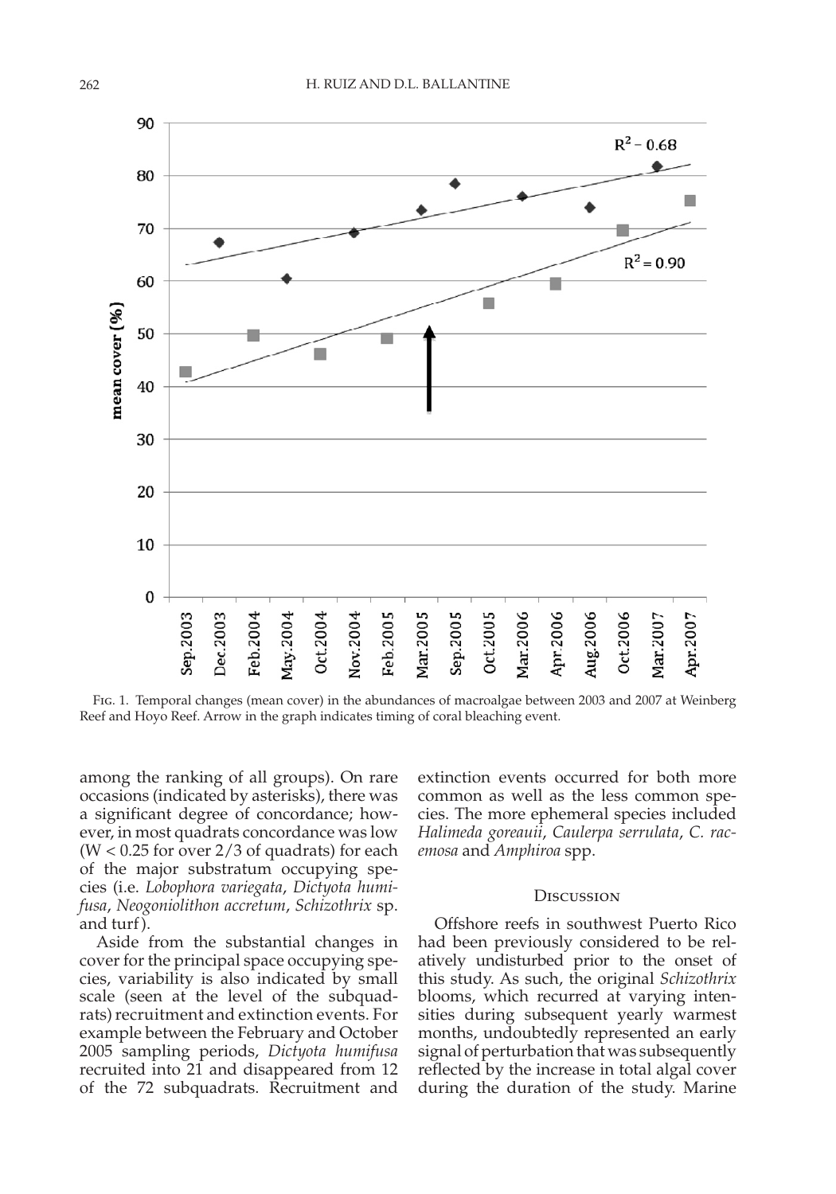FIG. 1. Temporal changes (mean cover) in the abundances of macroalgae between 2003 and 2007 at Weinberg Reef and Hoyo Reef. Arrow in the graph indicates timing of coral bleaching event.

among the ranking of all groups). On rare occasions (indicated by asterisks), there was a significant degree of concordance; however, in most quadrats concordance was low ($W < 0.25$ for over 2/3 of quadrats) for each of the major substratum occupying species (i.e. *Lobophora variegata*, *Dictyota humifusa*, *Neogoniolithon accretum*, *Schizothrix* sp. and turf).

Aside from the substantial changes in cover for the principal space occupying species, variability is also indicated by small scale (seen at the level of the subquadrats) recruitment and extinction events. For example between the February and October 2005 sampling periods, *Dictyota humifusa* recruited into 21 and disappeared from 12 of the 72 subquadrats. Recruitment and extinction events occurred for both more common as well as the less common species. The more ephemeral species included *Halimeda goreauii*, *Caulerpa serrulata*, *C. racemosa* and *Amphiroa* spp.

## DISCUSSION

Offshore reefs in southwest Puerto Rico had been previously considered to be relatively undisturbed prior to the onset of this study. As such, the original *Schizothrix* blooms, which recurred at varying intensities during subsequent yearly warmest months, undoubtedly represented an early signal of perturbation that was subsequently reflected by the increase in total algal cover during the duration of the study. Marine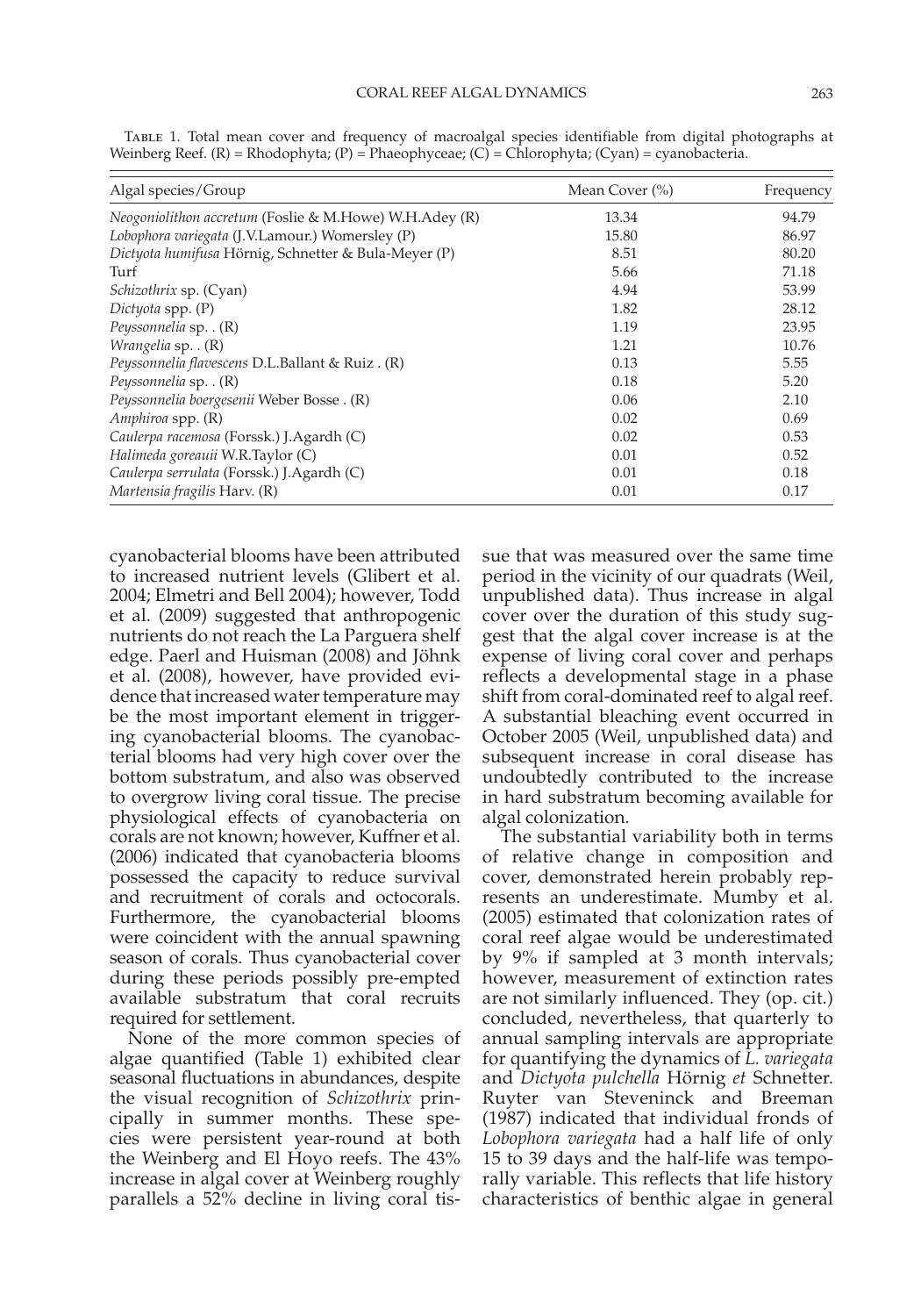Table 1. Total mean cover and frequency of macroalgal species identifiable from digital photographs at Weinberg Reef. (R) = Rhodophyta; (P) = Phaeophyceae; (C) = Chlorophyta; (Cyan) = cyanobacteria.

| Algal species/Group | Mean Cover (%) | Frequency |
|---|---|---|
| *Neogoniolithon accretum* (Foslie & M.Howe) W.H.Adey (R) | 13.34 | 94.79 |
| *Lobophora variegata* (J.V.Lamour.) Womersley (P) | 15.80 | 86.97 |
| *Dictyota humifusa* Hörnig, Schnetter & Bula-Meyer (P) | 8.51 | 80.20 |
| Turf | 5.66 | 71.18 |
| *Schizothrix* sp. (Cyan) | 4.94 | 53.99 |
| *Dictyota* spp. (P) | 1.82 | 28.12 |
| *Peyssonnelia* sp. . (R) | 1.19 | 23.95 |
| *Wrangelia* sp. . (R) | 1.21 | 10.76 |
| *Peyssonnelia flavescens* D.L.Ballant & Ruiz . (R) | 0.13 | 5.55 |
| *Peyssonnelia* sp. . (R) | 0.18 | 5.20 |
| *Peyssonnelia boergesenii* Weber Bosse . (R) | 0.06 | 2.10 |
| *Amphiroa* spp. (R) | 0.02 | 0.69 |
| *Caulerpa racemosa* (Forssk.) J.Agardh (C) | 0.02 | 0.53 |
| *Halimeda goreauii* W.R.Taylor (C) | 0.01 | 0.52 |
| *Caulerpa serrulata* (Forssk.) J.Agardh (C) | 0.01 | 0.18 |
| *Martensia fragilis* Harv. (R) | 0.01 | 0.17 |

cyanobacterial blooms have been attributed to increased nutrient levels (Glibert et al. 2004; Elmetri and Bell 2004); however, Todd et al. (2009) suggested that anthropogenic nutrients do not reach the La Parguera shelf edge. Paerl and Huisman (2008) and Jöhnk et al. (2008), however, have provided evidence that increased water temperature may be the most important element in triggering cyanobacterial blooms. The cyanobacterial blooms had very high cover over the bottom substratum, and also was observed to overgrow living coral tissue. The precise physiological effects of cyanobacteria on corals are not known; however, Kuffner et al. (2006) indicated that cyanobacteria blooms possessed the capacity to reduce survival and recruitment of corals and octocorals. Furthermore, the cyanobacterial blooms were coincident with the annual spawning season of corals. Thus cyanobacterial cover during these periods possibly pre-empted available substratum that coral recruits required for settlement.

None of the more common species of algae quantified (Table 1) exhibited clear seasonal fluctuations in abundances, despite the visual recognition of *Schizothrix* principally in summer months. These species were persistent year-round at both the Weinberg and El Hoyo reefs. The 43% increase in algal cover at Weinberg roughly parallels a 52% decline in living coral tissue that was measured over the same time period in the vicinity of our quadrats (Weil, unpublished data). Thus increase in algal cover over the duration of this study suggest that the algal cover increase is at the expense of living coral cover and perhaps reflects a developmental stage in a phase shift from coral-dominated reef to algal reef. A substantial bleaching event occurred in October 2005 (Weil, unpublished data) and subsequent increase in coral disease has undoubtedly contributed to the increase in hard substratum becoming available for algal colonization.

The substantial variability both in terms of relative change in composition and cover, demonstrated herein probably represents an underestimate. Mumby et al. (2005) estimated that colonization rates of coral reef algae would be underestimated by 9% if sampled at 3 month intervals; however, measurement of extinction rates are not similarly influenced. They (op. cit.) concluded, nevertheless, that quarterly to annual sampling intervals are appropriate for quantifying the dynamics of *L. variegata* and *Dictyota pulchella* Hörnig *et* Schnetter. Ruyter van Steveninck and Breeman (1987) indicated that individual fronds of *Lobophora variegata* had a half life of only 15 to 39 days and the half-life was temporally variable. This reflects that life history characteristics of benthic algae in general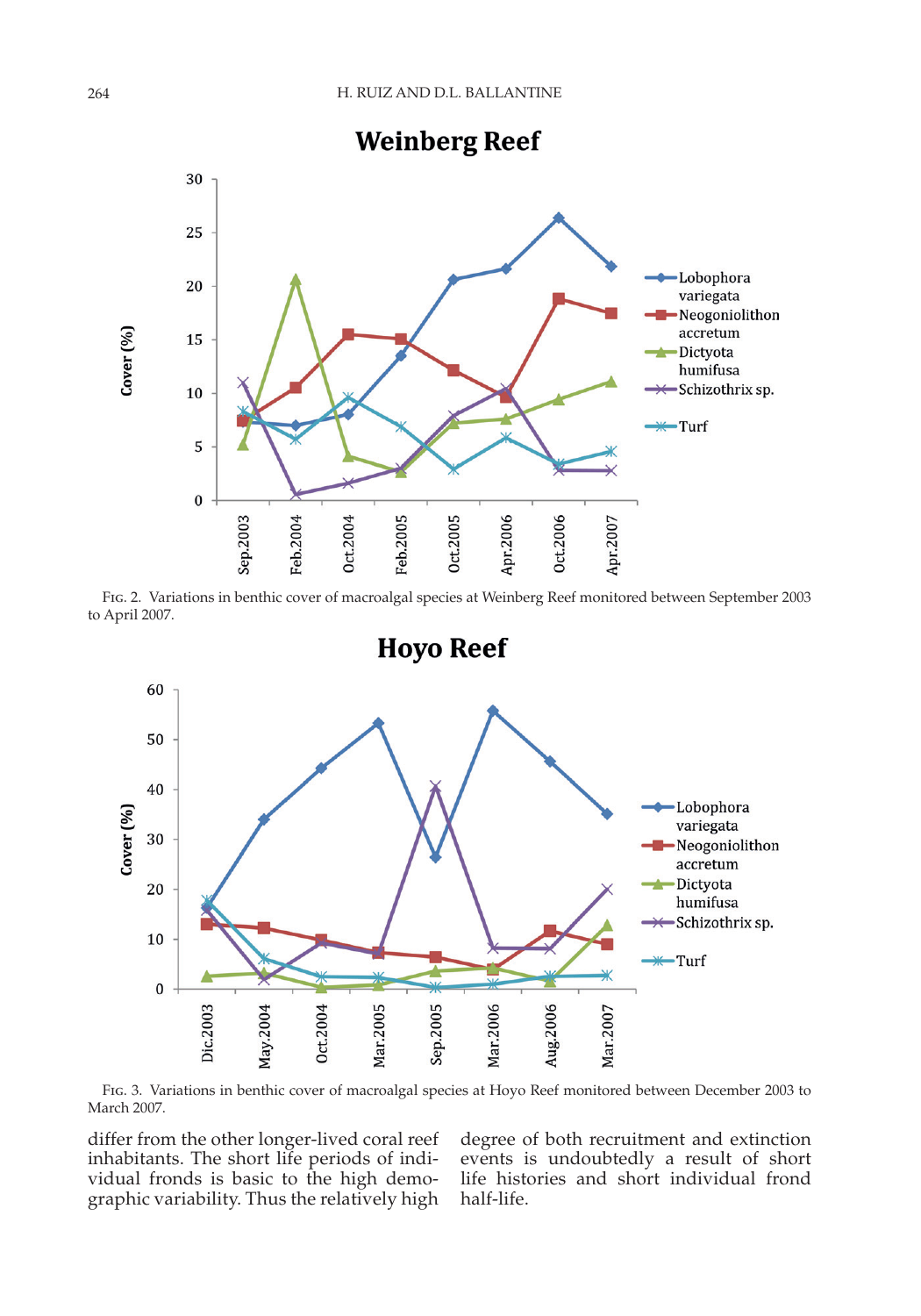FIG. 2. Variations in benthic cover of macroalgal species at Weinberg Reef monitored between September 2003 to April 2007.

FIG. 3. Variations in benthic cover of macroalgal species at Hoyo Reef monitored between December 2003 to March 2007.

differ from the other longer-lived coral reef inhabitants. The short life periods of individual fronds is basic to the high demographic variability. Thus the relatively high degree of both recruitment and extinction events is undoubtedly a result of short life histories and short individual frond half-life.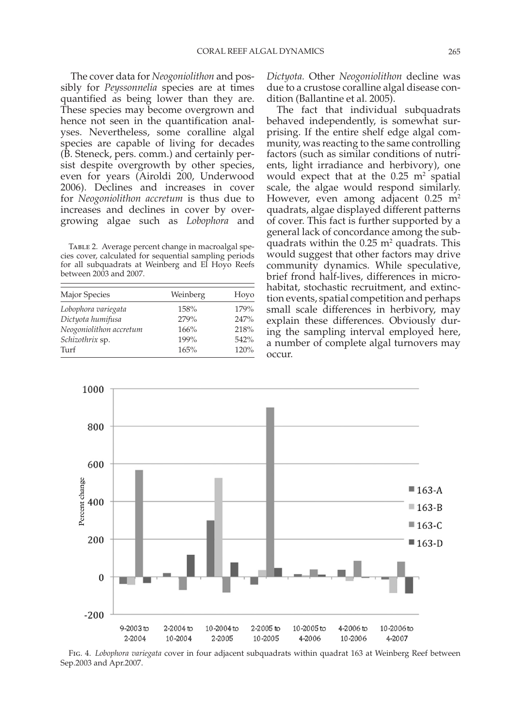The cover data for *Neogoniolithon* and possibly for *Peyssonnelia* species are at times quantified as being lower than they are. These species may become overgrown and hence not seen in the quantification analyses. Nevertheless, some coralline algal species are capable of living for decades (B. Steneck, pers. comm.) and certainly persist despite overgrowth by other species, even for years (Airoldi 200, Underwood 2006). Declines and increases in cover for *Neogoniolithon accretum* is thus due to increases and declines in cover by overgrowing algae such as *Lobophora* and *Dictyota*. Other *Neogoniolithon* decline was due to a crustose coralline algal disease condition (Ballantine et al. 2005).

Table 2. Average percent change in macroalgal species cover, calculated for sequential sampling periods for all subquadrats at Weinberg and El Hoyo Reefs between 2003 and 2007.

| Major Species | Weinberg | Hoyo |
|---|---|---|
| *Lobophora variegata* | 158% | 179% |
| *Dictyota humifusa* | 279% | 247% |
| *Neogoniolithon accretum* | 166% | 218% |
| *Schizothrix* sp. | 199% | 542% |
| Turf | 165% | 120% |

The fact that individual subquadrats behaved independently, is somewhat surprising. If the entire shelf edge algal community, was reacting to the same controlling factors (such as similar conditions of nutrients, light irradiance and herbivory), one would expect that at the 0.25 $m^2$ spatial scale, the algae would respond similarly. However, even among adjacent 0.25 $m^2$ quadrats, algae displayed different patterns of cover. This fact is further supported by a general lack of concordance among the subquadrats within the 0.25 $m^2$ quadrats. This would suggest that other factors may drive community dynamics. While speculative, brief frond half-lives, differences in microhabitat, stochastic recruitment, and extinction events, spatial competition and perhaps small scale differences in herbivory, may explain these differences. Obviously during the sampling interval employed here, a number of complete algal turnovers may occur.

Fig. 4. *Lobophora variegata* cover in four adjacent subquadrats within quadrat 163 at Weinberg Reef between Sep.2003 and Apr.2007.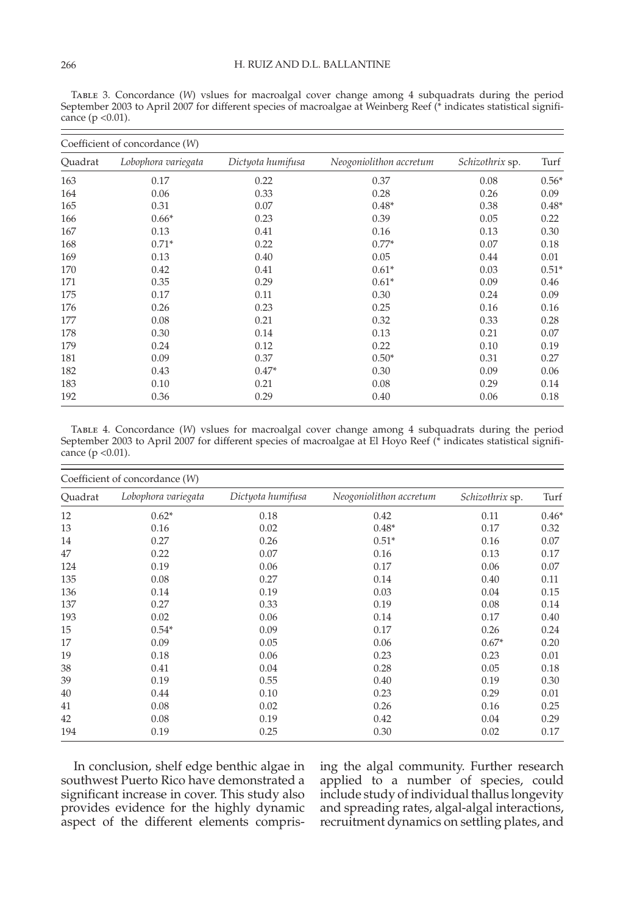Table 3. Concordance (*W*) vslues for macroalgal cover change among 4 subquadrats during the period September 2003 to April 2007 for different species of macroalgae at Weinberg Reef (* indicates statistical significance (p <0.01).

| Coefficient of concordance (*W*) | | | | | |
|---|---|---|---|---|---|
| Quadrat | *Lobophora variegata* | *Dictyota humifusa* | *Neogoniolithon accretum* | *Schizothrix* sp. | Turf |
| 163 | 0.17 | 0.22 | 0.37 | 0.08 | 0.56* |
| 164 | 0.06 | 0.33 | 0.28 | 0.26 | 0.09 |
| 165 | 0.31 | 0.07 | 0.48* | 0.38 | 0.48* |
| 166 | 0.66* | 0.23 | 0.39 | 0.05 | 0.22 |
| 167 | 0.13 | 0.41 | 0.16 | 0.13 | 0.30 |
| 168 | 0.71* | 0.22 | 0.77* | 0.07 | 0.18 |
| 169 | 0.13 | 0.40 | 0.05 | 0.44 | 0.01 |
| 170 | 0.42 | 0.41 | 0.61* | 0.03 | 0.51* |
| 171 | 0.35 | 0.29 | 0.61* | 0.09 | 0.46 |
| 175 | 0.17 | 0.11 | 0.30 | 0.24 | 0.09 |
| 176 | 0.26 | 0.23 | 0.25 | 0.16 | 0.16 |
| 177 | 0.08 | 0.21 | 0.32 | 0.33 | 0.28 |
| 178 | 0.30 | 0.14 | 0.13 | 0.21 | 0.07 |
| 179 | 0.24 | 0.12 | 0.22 | 0.10 | 0.19 |
| 181 | 0.09 | 0.37 | 0.50* | 0.31 | 0.27 |
| 182 | 0.43 | 0.47* | 0.30 | 0.09 | 0.06 |
| 183 | 0.10 | 0.21 | 0.08 | 0.29 | 0.14 |
| 192 | 0.36 | 0.29 | 0.40 | 0.06 | 0.18 |

Table 4. Concordance (*W*) vslues for macroalgal cover change among 4 subquadrats during the period September 2003 to April 2007 for different species of macroalgae at El Hoyo Reef (* indicates statistical significance (p <0.01).

| Coefficient of concordance (*W*) | | | | | |
|---|---|---|---|---|---|
| Quadrat | *Lobophora variegata* | *Dictyota humifusa* | *Neogoniolithon accretum* | *Schizothrix* sp. | Turf |
| 12 | 0.62* | 0.18 | 0.42 | 0.11 | 0.46* |
| 13 | 0.16 | 0.02 | 0.48* | 0.17 | 0.32 |
| 14 | 0.27 | 0.26 | 0.51* | 0.16 | 0.07 |
| 47 | 0.22 | 0.07 | 0.16 | 0.13 | 0.17 |
| 124 | 0.19 | 0.06 | 0.17 | 0.06 | 0.07 |
| 135 | 0.08 | 0.27 | 0.14 | 0.40 | 0.11 |
| 136 | 0.14 | 0.19 | 0.03 | 0.04 | 0.15 |
| 137 | 0.27 | 0.33 | 0.19 | 0.08 | 0.14 |
| 193 | 0.02 | 0.06 | 0.14 | 0.17 | 0.40 |
| 15 | 0.54* | 0.09 | 0.17 | 0.26 | 0.24 |
| 17 | 0.09 | 0.05 | 0.06 | 0.67* | 0.20 |
| 19 | 0.18 | 0.06 | 0.23 | 0.23 | 0.01 |
| 38 | 0.41 | 0.04 | 0.28 | 0.05 | 0.18 |
| 39 | 0.19 | 0.55 | 0.40 | 0.19 | 0.30 |
| 40 | 0.44 | 0.10 | 0.23 | 0.29 | 0.01 |
| 41 | 0.08 | 0.02 | 0.26 | 0.16 | 0.25 |
| 42 | 0.08 | 0.19 | 0.42 | 0.04 | 0.29 |
| 194 | 0.19 | 0.25 | 0.30 | 0.02 | 0.17 |

In conclusion, shelf edge benthic algae in southwest Puerto Rico have demonstrated a significant increase in cover. This study also provides evidence for the highly dynamic aspect of the different elements comprising the algal community. Further research applied to a number of species, could include study of individual thallus longevity and spreading rates, algal-algal interactions, recruitment dynamics on settling plates, and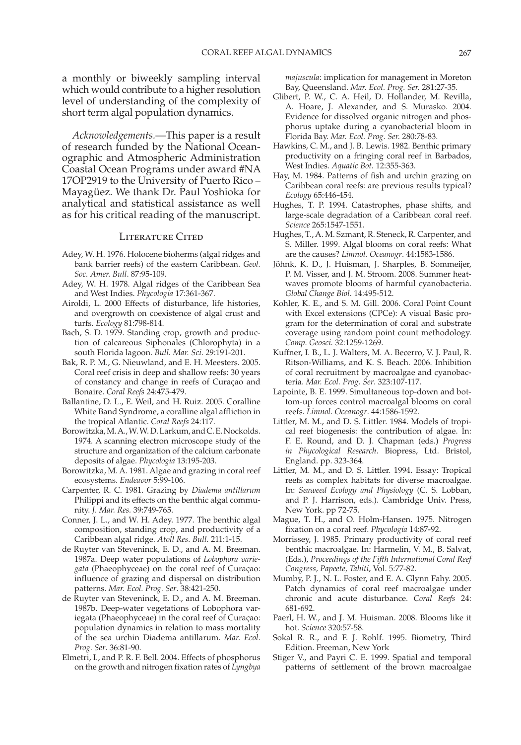a monthly or biweekly sampling interval which would contribute to a higher resolution level of understanding of the complexity of short term algal population dynamics.

*Acknowledgements*.—This paper is a result of research funded by the National Oceanographic and Atmospheric Administration Coastal Ocean Programs under award #NA 17OP2919 to the University of Puerto Rico – Mayagüez. We thank Dr. Paul Yoshioka for analytical and statistical assistance as well as for his critical reading of the manuscript.

## Literature Cited

Adey, W. H. 1976. Holocene bioherms (algal ridges and bank barrier reefs) of the eastern Caribbean. *Geol. Soc. Amer. Bull*. 87:95-109.

Adey, W. H. 1978. Algal ridges of the Caribbean Sea and West Indies. *Phycologia* 17:361-367.

Airoldi, L. 2000 Effects of disturbance, life histories, and overgrowth on coexistence of algal crust and turfs. *Ecology* 81:798-814.

Bach, S. D. 1979. Standing crop, growth and production of calcareous Siphonales (Chlorophyta) in a south Florida lagoon. *Bull. Mar. Sci*. 29:191-201.

Bak, R. P. M., G. Nieuwland, and E. H. Meesters. 2005. Coral reef crisis in deep and shallow reefs: 30 years of constancy and change in reefs of Curaçao and Bonaire. *Coral Reefs* 24:475-479.

Ballantine, D. L., E. Weil, and H. Ruiz. 2005. Coralline White Band Syndrome, a coralline algal affliction in the tropical Atlantic. *Coral Reefs* 24:117.

Borowitzka, M. A., W. W. D. Larkum, and C. E. Nockolds. 1974. A scanning electron microscope study of the structure and organization of the calcium carbonate deposits of algae. *Phycologia* 13:195-203.

Borowitzka, M. A. 1981. Algae and grazing in coral reef ecosystems. *Endeavor* 5:99-106.

Carpenter, R. C. 1981. Grazing by *Diadema antillarum* Philippi and its effects on the benthic algal community. *J. Mar. Res.* 39:749-765.

Conner, J. L., and W. H. Adey. 1977. The benthic algal composition, standing crop, and productivity of a Caribbean algal ridge. *Atoll Res. Bull*. 211:1-15.

de Ruyter van Steveninck, E. D., and A. M. Breeman. 1987a. Deep water populations of *Lobophora variegata* (Phaeophyceae) on the coral reef of Curaçao: influence of grazing and dispersal on distribution patterns. *Mar. Ecol. Prog. Ser*. 38:421-250.

de Ruyter van Steveninck, E. D., and A. M. Breeman. 1987b. Deep-water vegetations of Lobophora variegata (Phaeophyceae) in the coral reef of Curaçao: population dynamics in relation to mass mortality of the sea urchin Diadema antillarum. *Mar. Ecol. Prog. Ser*. 36:81-90.

Elmetri, I., and P. R. F. Bell. 2004. Effects of phosphorus on the growth and nitrogen fixation rates of *Lyngbya majuscula*: implication for management in Moreton Bay, Queensland. *Mar. Ecol. Prog. Ser*. 281:27-35.

Glibert, P. W., C. A. Heil, D. Hollander, M. Revilla, A. Hoare, J. Alexander, and S. Murasko. 2004. Evidence for dissolved organic nitrogen and phosphorus uptake during a cyanobacterial bloom in Florida Bay. *Mar. Ecol. Prog. Ser.* 280:78-83.

Hawkins, C. M., and J. B. Lewis. 1982. Benthic primary productivity on a fringing coral reef in Barbados, West Indies. *Aquatic Bot*. 12:355-363.

Hay, M. 1984. Patterns of fish and urchin grazing on Caribbean coral reefs: are previous results typical? *Ecology* 65:446-454.

Hughes, T. P. 1994. Catastrophes, phase shifts, and large-scale degradation of a Caribbean coral reef. *Science* 265:1547-1551.

Hughes, T., A. M. Szmant, R. Steneck, R. Carpenter, and S. Miller. 1999. Algal blooms on coral reefs: What are the causes? *Limnol. Oceanogr*. 44:1583-1586.

Jöhnk, K. D., J. Huisman, J. Sharples, B. Sommeijer, P. M. Visser, and J. M. Stroom. 2008. Summer heatwaves promote blooms of harmful cyanobacteria. *Global Change Biol*. 14:495-512.

Kohler, K. E., and S. M. Gill. 2006. Coral Point Count with Excel extensions (CPCe): A visual Basic program for the determination of coral and substrate coverage using random point count methodology. *Comp. Geosci.* 32:1259-1269.

Kuffner, I. B., L. J. Walters, M. A. Becerro, V. J. Paul, R. Ritson-Williams, and K. S. Beach. 2006. Inhibition of coral recruitment by macroalgae and cyanobacteria. *Mar. Ecol. Prog. Ser*. 323:107-117.

Lapointe, B. E. 1999. Simultaneous top-down and bottom-up forces control macroalgal blooms on coral reefs. *Limnol. Oceanogr*. 44:1586-1592.

Littler, M. M., and D. S. Littler. 1984. Models of tropical reef biogenesis: the contribution of algae. In: F. E. Round, and D. J. Chapman (eds.) *Progress in Phycological Research*. Biopress, Ltd. Bristol, England. pp. 323-364.

Littler, M. M., and D. S. Littler. 1994. Essay: Tropical reefs as complex habitats for diverse macroalgae. In: *Seaweed Ecology and Physiology* (C. S. Lobban, and P. J. Harrison, eds.). Cambridge Univ. Press, New York. pp 72-75.

Mague, T. H., and O. Holm-Hansen. 1975. Nitrogen fixation on a coral reef. *Phycologia* 14:87-92.

Morrissey, J. 1985. Primary productivity of coral reef benthic macroalgae. In: Harmelin, V. M., B. Salvat, (Eds.), *Proceedings of the Fifth International Coral Reef Congress, Papeete, Tahiti*, Vol. 5:77-82.

Mumby, P. J., N. L. Foster, and E. A. Glynn Fahy. 2005. Patch dynamics of coral reef macroalgae under chronic and acute disturbance. *Coral Reefs* 24: 681-692.

Paerl, H. W., and J. M. Huisman. 2008. Blooms like it hot. *Science* 320:57-58.

Sokal R. R., and F. J. Rohlf. 1995. Biometry, Third Edition. Freeman, New York

Stiger V., and Payri C. E. 1999. Spatial and temporal patterns of settlement of the brown macroalgae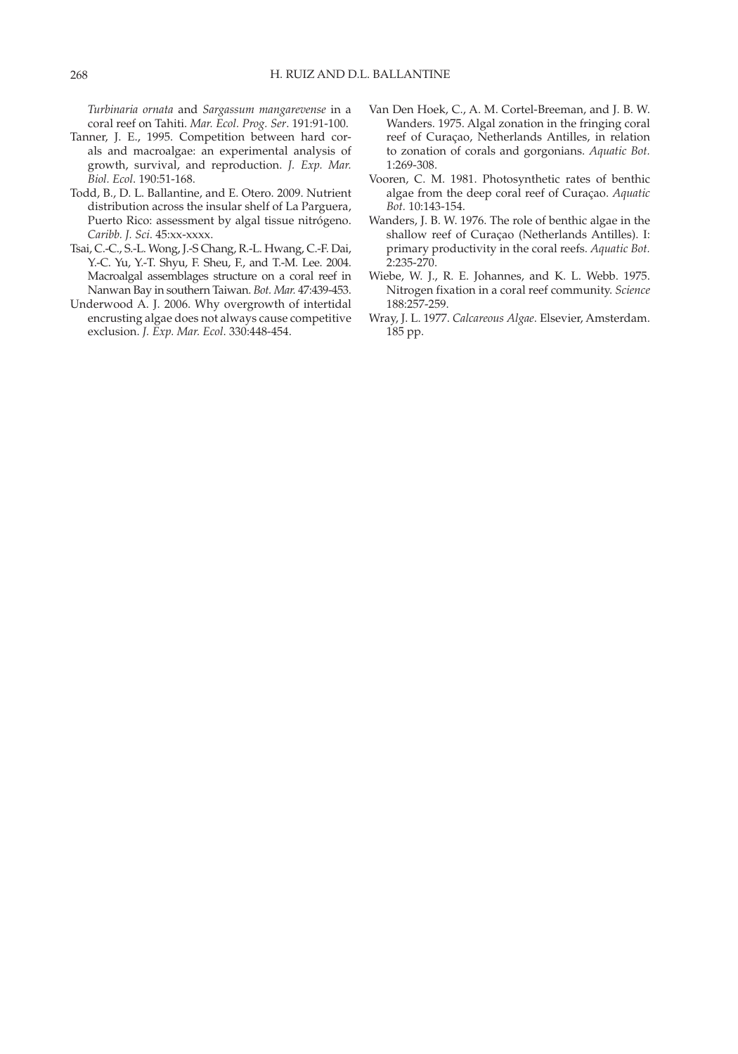*Turbinaria ornata* and *Sargassum mangarevense* in a coral reef on Tahiti. *Mar. Ecol. Prog. Ser*. 191:91-100.

Tanner, J. E., 1995. Competition between hard corals and macroalgae: an experimental analysis of growth, survival, and reproduction. *J. Exp. Mar. Biol. Ecol*. 190:51-168.

Todd, B., D. L. Ballantine, and E. Otero. 2009. Nutrient distribution across the insular shelf of La Parguera, Puerto Rico: assessment by algal tissue nitrógeno. *Caribb. J. Sci*. 45:xx-xxxx.

Tsai, C.-C., S.-L. Wong, J.-S Chang, R.-L. Hwang, C.-F. Dai, Y.-C. Yu, Y.-T. Shyu, F. Sheu, F., and T.-M. Lee. 2004. Macroalgal assemblages structure on a coral reef in Nanwan Bay in southern Taiwan. *Bot. Mar.* 47:439-453.

Underwood A. J. 2006. Why overgrowth of intertidal encrusting algae does not always cause competitive exclusion. *J. Exp. Mar. Ecol*. 330:448-454.

Van Den Hoek, C., A. M. Cortel-Breeman, and J. B. W. Wanders. 1975. Algal zonation in the fringing coral reef of Curaçao, Netherlands Antilles, in relation to zonation of corals and gorgonians. *Aquatic Bot.* 1:269-308.

Vooren, C. M. 1981. Photosynthetic rates of benthic algae from the deep coral reef of Curaçao. *Aquatic Bot*. 10:143-154.

Wanders, J. B. W. 1976. The role of benthic algae in the shallow reef of Curaçao (Netherlands Antilles). I: primary productivity in the coral reefs. *Aquatic Bot.* 2:235-270.

Wiebe, W. J., R. E. Johannes, and K. L. Webb. 1975. Nitrogen fixation in a coral reef community. *Science* 188:257-259.

Wray, J. L. 1977. *Calcareous Algae*. Elsevier, Amsterdam. 185 pp.